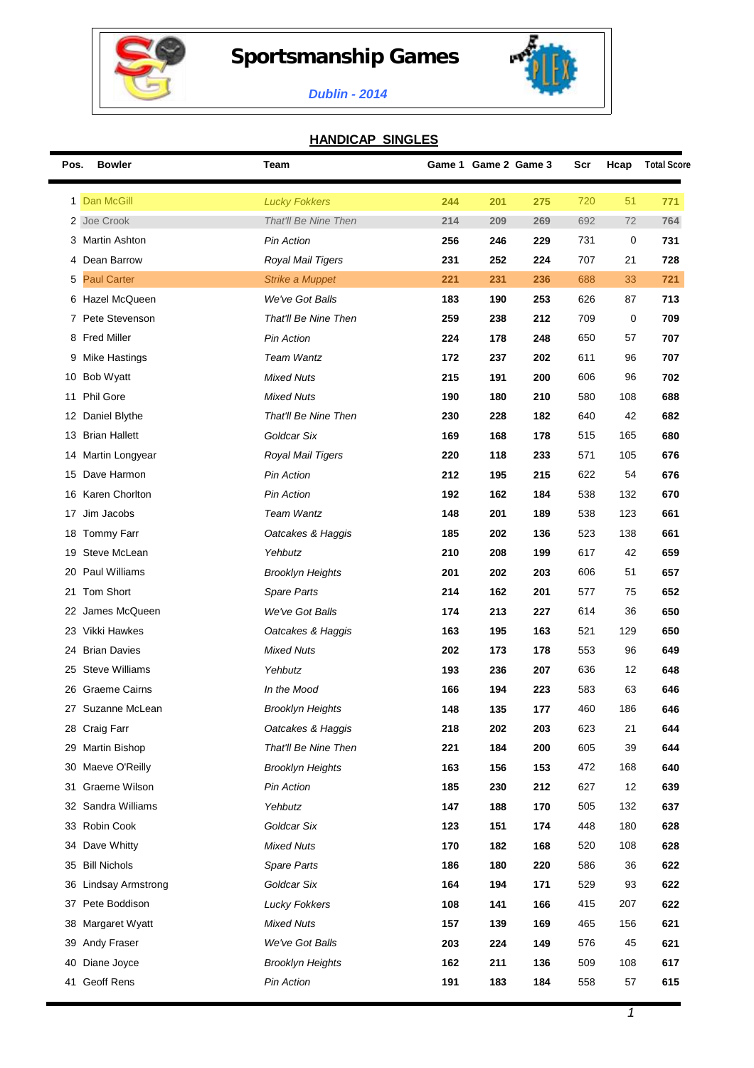# Sportsmanship Games

*Dublin - 2014*

## HANDICAP SINGLES

| Pos. | Bowler | Team | Game 1 | Game 2 | Game 3 | Scr | Hcap | Total Score |
|---|---|---|---|---|---|---|---|---|
| 1 | Dan McGill | *Lucky Fokkers* | **244** | **201** | **275** | 720 | 51 | **771** |
| 2 | Joe Crook | *That'll Be Nine Then* | **214** | **209** | **269** | 692 | 72 | **764** |
| 3 | Martin Ashton | *Pin Action* | **256** | **246** | **229** | 731 | 0 | **731** |
| 4 | Dean Barrow | *Royal Mail Tigers* | **231** | **252** | **224** | 707 | 21 | **728** |
| 5 | Paul Carter | *Strike a Muppet* | **221** | **231** | **236** | 688 | 33 | **721** |
| 6 | Hazel McQueen | *We've Got Balls* | **183** | **190** | **253** | 626 | 87 | **713** |
| 7 | Pete Stevenson | *That'll Be Nine Then* | **259** | **238** | **212** | 709 | 0 | **709** |
| 8 | Fred Miller | *Pin Action* | **224** | **178** | **248** | 650 | 57 | **707** |
| 9 | Mike Hastings | *Team Wantz* | **172** | **237** | **202** | 611 | 96 | **707** |
| 10 | Bob Wyatt | *Mixed Nuts* | **215** | **191** | **200** | 606 | 96 | **702** |
| 11 | Phil Gore | *Mixed Nuts* | **190** | **180** | **210** | 580 | 108 | **688** |
| 12 | Daniel Blythe | *That'll Be Nine Then* | **230** | **228** | **182** | 640 | 42 | **682** |
| 13 | Brian Hallett | *Goldcar Six* | **169** | **168** | **178** | 515 | 165 | **680** |
| 14 | Martin Longyear | *Royal Mail Tigers* | **220** | **118** | **233** | 571 | 105 | **676** |
| 15 | Dave Harmon | *Pin Action* | **212** | **195** | **215** | 622 | 54 | **676** |
| 16 | Karen Chorlton | *Pin Action* | **192** | **162** | **184** | 538 | 132 | **670** |
| 17 | Jim Jacobs | *Team Wantz* | **148** | **201** | **189** | 538 | 123 | **661** |
| 18 | Tommy Farr | *Oatcakes & Haggis* | **185** | **202** | **136** | 523 | 138 | **661** |
| 19 | Steve McLean | *Yehbutz* | **210** | **208** | **199** | 617 | 42 | **659** |
| 20 | Paul Williams | *Brooklyn Heights* | **201** | **202** | **203** | 606 | 51 | **657** |
| 21 | Tom Short | *Spare Parts* | **214** | **162** | **201** | 577 | 75 | **652** |
| 22 | James McQueen | *We've Got Balls* | **174** | **213** | **227** | 614 | 36 | **650** |
| 23 | Vikki Hawkes | *Oatcakes & Haggis* | **163** | **195** | **163** | 521 | 129 | **650** |
| 24 | Brian Davies | *Mixed Nuts* | **202** | **173** | **178** | 553 | 96 | **649** |
| 25 | Steve Williams | *Yehbutz* | **193** | **236** | **207** | 636 | 12 | **648** |
| 26 | Graeme Cairns | *In the Mood* | **166** | **194** | **223** | 583 | 63 | **646** |
| 27 | Suzanne McLean | *Brooklyn Heights* | **148** | **135** | **177** | 460 | 186 | **646** |
| 28 | Craig Farr | *Oatcakes & Haggis* | **218** | **202** | **203** | 623 | 21 | **644** |
| 29 | Martin Bishop | *That'll Be Nine Then* | **221** | **184** | **200** | 605 | 39 | **644** |
| 30 | Maeve O'Reilly | *Brooklyn Heights* | **163** | **156** | **153** | 472 | 168 | **640** |
| 31 | Graeme Wilson | *Pin Action* | **185** | **230** | **212** | 627 | 12 | **639** |
| 32 | Sandra Williams | *Yehbutz* | **147** | **188** | **170** | 505 | 132 | **637** |
| 33 | Robin Cook | *Goldcar Six* | **123** | **151** | **174** | 448 | 180 | **628** |
| 34 | Dave Whitty | *Mixed Nuts* | **170** | **182** | **168** | 520 | 108 | **628** |
| 35 | Bill Nichols | *Spare Parts* | **186** | **180** | **220** | 586 | 36 | **622** |
| 36 | Lindsay Armstrong | *Goldcar Six* | **164** | **194** | **171** | 529 | 93 | **622** |
| 37 | Pete Boddison | *Lucky Fokkers* | **108** | **141** | **166** | 415 | 207 | **622** |
| 38 | Margaret Wyatt | *Mixed Nuts* | **157** | **139** | **169** | 465 | 156 | **621** |
| 39 | Andy Fraser | *We've Got Balls* | **203** | **224** | **149** | 576 | 45 | **621** |
| 40 | Diane Joyce | *Brooklyn Heights* | **162** | **211** | **136** | 509 | 108 | **617** |
| 41 | Geoff Rens | *Pin Action* | **191** | **183** | **184** | 558 | 57 | **615** |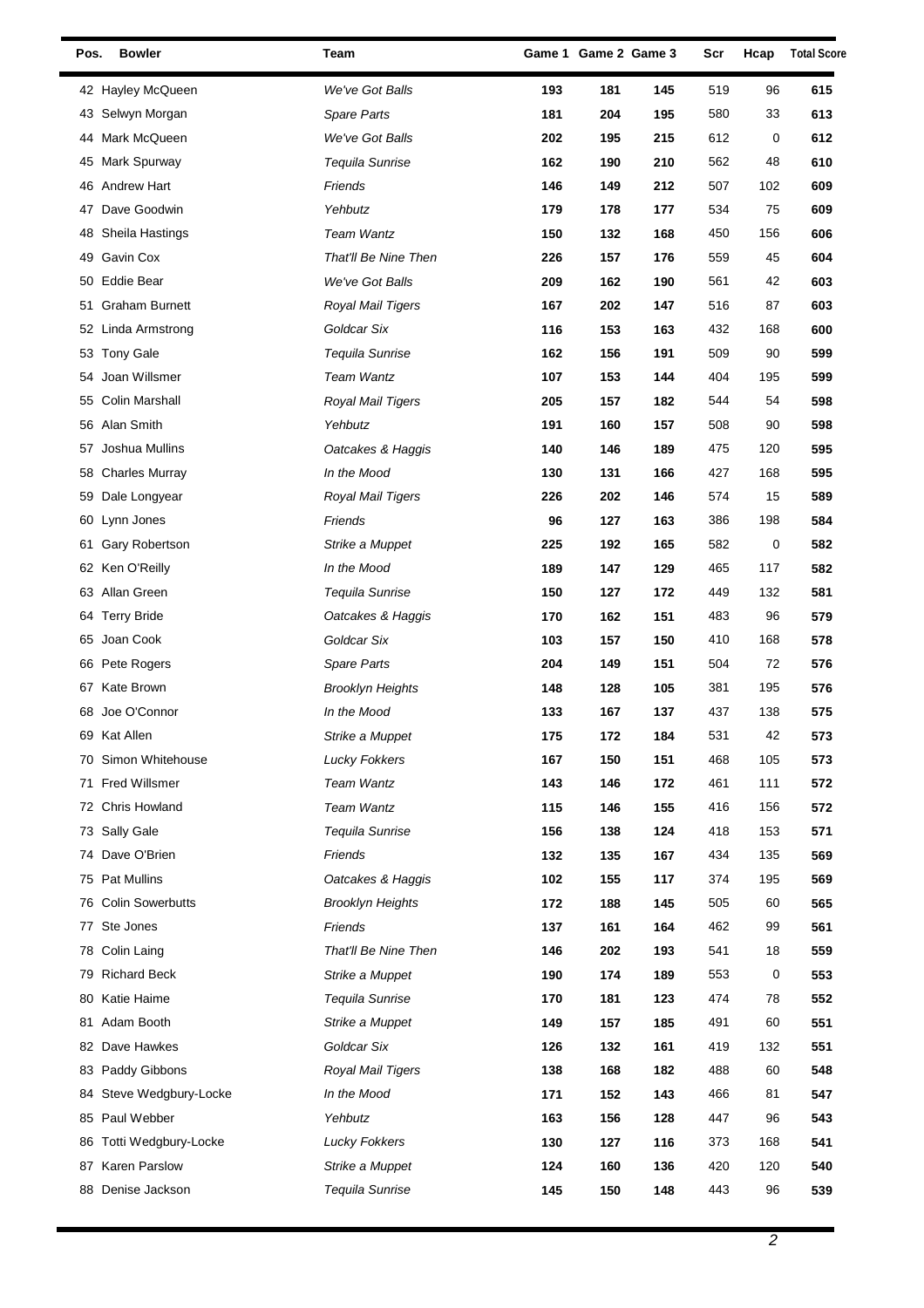| Pos. | Bowler | Team | Game 1 | Game 2 | Game 3 | Scr | Hcap | Total Score |
|---|---|---|---|---|---|---|---|---|
| 42 | Hayley McQueen | *We've Got Balls* | **193** | **181** | **145** | 519 | 96 | **615** |
| 43 | Selwyn Morgan | *Spare Parts* | **181** | **204** | **195** | 580 | 33 | **613** |
| 44 | Mark McQueen | *We've Got Balls* | **202** | **195** | **215** | 612 | 0 | **612** |
| 45 | Mark Spurway | *Tequila Sunrise* | **162** | **190** | **210** | 562 | 48 | **610** |
| 46 | Andrew Hart | *Friends* | **146** | **149** | **212** | 507 | 102 | **609** |
| 47 | Dave Goodwin | *Yehbutz* | **179** | **178** | **177** | 534 | 75 | **609** |
| 48 | Sheila Hastings | *Team Wantz* | **150** | **132** | **168** | 450 | 156 | **606** |
| 49 | Gavin Cox | *That'll Be Nine Then* | **226** | **157** | **176** | 559 | 45 | **604** |
| 50 | Eddie Bear | *We've Got Balls* | **209** | **162** | **190** | 561 | 42 | **603** |
| 51 | Graham Burnett | *Royal Mail Tigers* | **167** | **202** | **147** | 516 | 87 | **603** |
| 52 | Linda Armstrong | *Goldcar Six* | **116** | **153** | **163** | 432 | 168 | **600** |
| 53 | Tony Gale | *Tequila Sunrise* | **162** | **156** | **191** | 509 | 90 | **599** |
| 54 | Joan Willsmer | *Team Wantz* | **107** | **153** | **144** | 404 | 195 | **599** |
| 55 | Colin Marshall | *Royal Mail Tigers* | **205** | **157** | **182** | 544 | 54 | **598** |
| 56 | Alan Smith | *Yehbutz* | **191** | **160** | **157** | 508 | 90 | **598** |
| 57 | Joshua Mullins | *Oatcakes & Haggis* | **140** | **146** | **189** | 475 | 120 | **595** |
| 58 | Charles Murray | *In the Mood* | **130** | **131** | **166** | 427 | 168 | **595** |
| 59 | Dale Longyear | *Royal Mail Tigers* | **226** | **202** | **146** | 574 | 15 | **589** |
| 60 | Lynn Jones | *Friends* | **96** | **127** | **163** | 386 | 198 | **584** |
| 61 | Gary Robertson | *Strike a Muppet* | **225** | **192** | **165** | 582 | 0 | **582** |
| 62 | Ken O'Reilly | *In the Mood* | **189** | **147** | **129** | 465 | 117 | **582** |
| 63 | Allan Green | *Tequila Sunrise* | **150** | **127** | **172** | 449 | 132 | **581** |
| 64 | Terry Bride | *Oatcakes & Haggis* | **170** | **162** | **151** | 483 | 96 | **579** |
| 65 | Joan Cook | *Goldcar Six* | **103** | **157** | **150** | 410 | 168 | **578** |
| 66 | Pete Rogers | *Spare Parts* | **204** | **149** | **151** | 504 | 72 | **576** |
| 67 | Kate Brown | *Brooklyn Heights* | **148** | **128** | **105** | 381 | 195 | **576** |
| 68 | Joe O'Connor | *In the Mood* | **133** | **167** | **137** | 437 | 138 | **575** |
| 69 | Kat Allen | *Strike a Muppet* | **175** | **172** | **184** | 531 | 42 | **573** |
| 70 | Simon Whitehouse | *Lucky Fokkers* | **167** | **150** | **151** | 468 | 105 | **573** |
| 71 | Fred Willsmer | *Team Wantz* | **143** | **146** | **172** | 461 | 111 | **572** |
| 72 | Chris Howland | *Team Wantz* | **115** | **146** | **155** | 416 | 156 | **572** |
| 73 | Sally Gale | *Tequila Sunrise* | **156** | **138** | **124** | 418 | 153 | **571** |
| 74 | Dave O'Brien | *Friends* | **132** | **135** | **167** | 434 | 135 | **569** |
| 75 | Pat Mullins | *Oatcakes & Haggis* | **102** | **155** | **117** | 374 | 195 | **569** |
| 76 | Colin Sowerbutts | *Brooklyn Heights* | **172** | **188** | **145** | 505 | 60 | **565** |
| 77 | Ste Jones | *Friends* | **137** | **161** | **164** | 462 | 99 | **561** |
| 78 | Colin Laing | *That'll Be Nine Then* | **146** | **202** | **193** | 541 | 18 | **559** |
| 79 | Richard Beck | *Strike a Muppet* | **190** | **174** | **189** | 553 | 0 | **553** |
| 80 | Katie Haime | *Tequila Sunrise* | **170** | **181** | **123** | 474 | 78 | **552** |
| 81 | Adam Booth | *Strike a Muppet* | **149** | **157** | **185** | 491 | 60 | **551** |
| 82 | Dave Hawkes | *Goldcar Six* | **126** | **132** | **161** | 419 | 132 | **551** |
| 83 | Paddy Gibbons | *Royal Mail Tigers* | **138** | **168** | **182** | 488 | 60 | **548** |
| 84 | Steve Wedgbury-Locke | *In the Mood* | **171** | **152** | **143** | 466 | 81 | **547** |
| 85 | Paul Webber | *Yehbutz* | **163** | **156** | **128** | 447 | 96 | **543** |
| 86 | Totti Wedgbury-Locke | *Lucky Fokkers* | **130** | **127** | **116** | 373 | 168 | **541** |
| 87 | Karen Parslow | *Strike a Muppet* | **124** | **160** | **136** | 420 | 120 | **540** |
| 88 | Denise Jackson | *Tequila Sunrise* | **145** | **150** | **148** | 443 | 96 | **539** |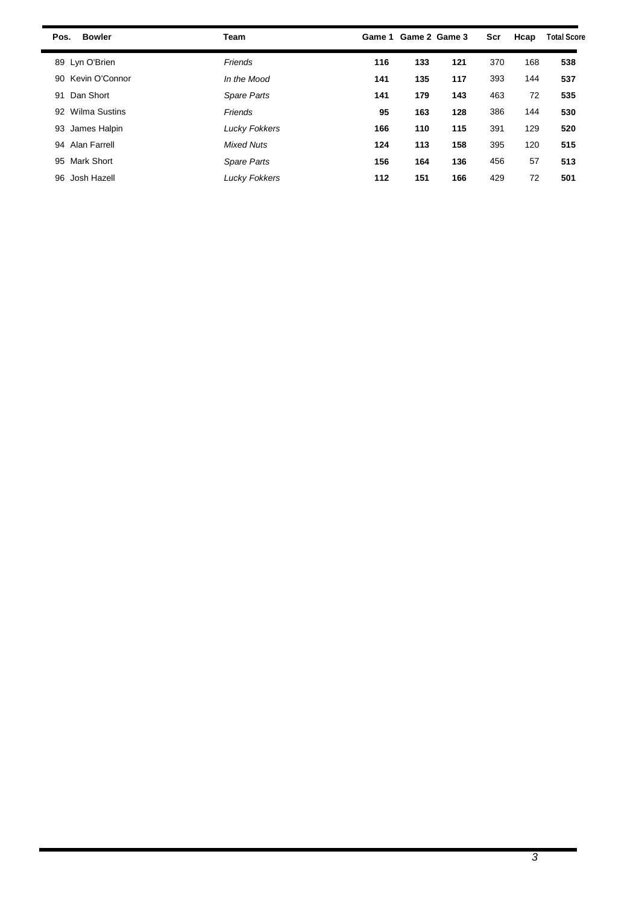| Pos. | Bowler | Team | Game 1 | Game 2 | Game 3 | Scr | Hcap | Total Score |
|---|---|---|---|---|---|---|---|---|
| 89 | Lyn O'Brien | *Friends* | **116** | **133** | **121** | 370 | 168 | **538** |
| 90 | Kevin O'Connor | *In the Mood* | **141** | **135** | **117** | 393 | 144 | **537** |
| 91 | Dan Short | *Spare Parts* | **141** | **179** | **143** | 463 | 72 | **535** |
| 92 | Wilma Sustins | *Friends* | **95** | **163** | **128** | 386 | 144 | **530** |
| 93 | James Halpin | *Lucky Fokkers* | **166** | **110** | **115** | 391 | 129 | **520** |
| 94 | Alan Farrell | *Mixed Nuts* | **124** | **113** | **158** | 395 | 120 | **515** |
| 95 | Mark Short | *Spare Parts* | **156** | **164** | **136** | 456 | 57 | **513** |
| 96 | Josh Hazell | *Lucky Fokkers* | **112** | **151** | **166** | 429 | 72 | **501** |